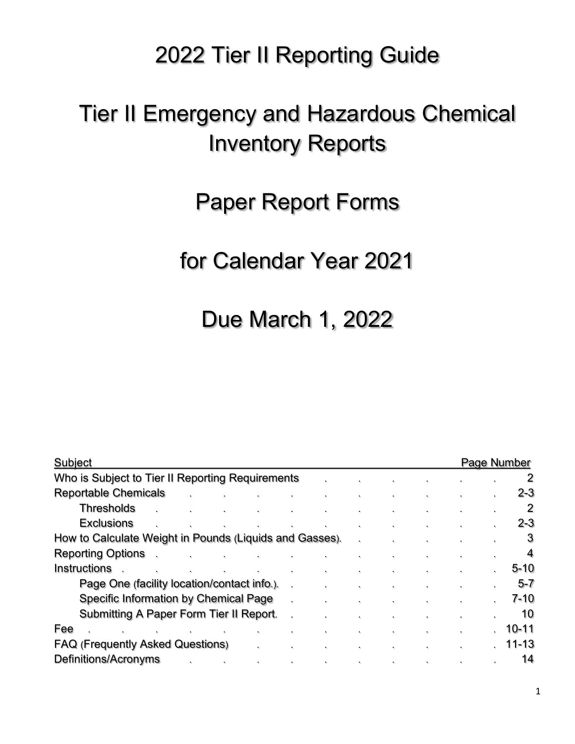# 2022 Tier II Reporting Guide

# Tier II Emergency and Hazardous Chemical Inventory Reports

# Paper Report Forms

# for Calendar Year 2021

# Due March 1, 2022

| Subject | Page Number |
|---|---|
| Who is Subject to Tier II Reporting Requirements | 2 |
| Reportable Chemicals | 2-3 |
| Thresholds | 2 |
| Exclusions | 2-3 |
| How to Calculate Weight in Pounds (Liquids and Gasses) | 3 |
| Reporting Options | 4 |
| Instructions | 5-10 |
| Page One (facility location/contact info.) | 5-7 |
| Specific Information by Chemical Page | 7-10 |
| Submitting A Paper Form Tier II Report | 10 |
| Fee | 10-11 |
| FAQ (Frequently Asked Questions) | 11-13 |
| Definitions/Acronyms | 14 |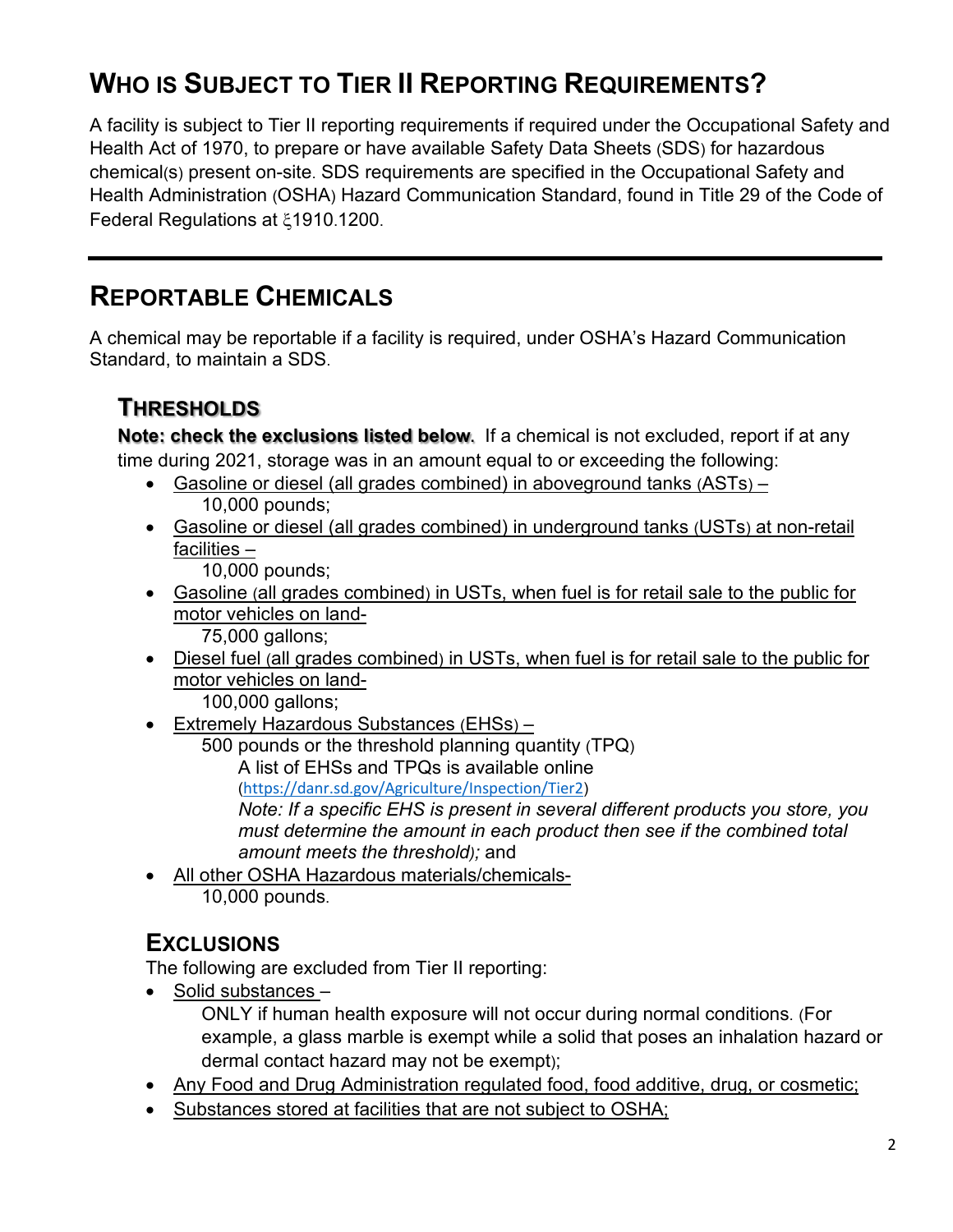# Who is Subject to Tier II Reporting Requirements?

A facility is subject to Tier II reporting requirements if required under the Occupational Safety and Health Act of 1970, to prepare or have available Safety Data Sheets (SDS) for hazardous chemical(s) present on-site. SDS requirements are specified in the Occupational Safety and Health Administration (OSHA) Hazard Communication Standard, found in Title 29 of the Code of Federal Regulations at ξ1910.1200.

---

# Reportable Chemicals

A chemical may be reportable if a facility is required, under OSHA's Hazard Communication Standard, to maintain a SDS.

## Thresholds

**Note: check the exclusions listed below.** If a chemical is not excluded, report if at any time during 2021, storage was in an amount equal to or exceeding the following:

- Gasoline or diesel (all grades combined) in aboveground tanks (ASTs) –
  10,000 pounds;
- Gasoline or diesel (all grades combined) in underground tanks (USTs) at non-retail facilities –
  10,000 pounds;
- Gasoline (all grades combined) in USTs, when fuel is for retail sale to the public for motor vehicles on land-
  75,000 gallons;
- Diesel fuel (all grades combined) in USTs, when fuel is for retail sale to the public for motor vehicles on land-
  100,000 gallons;
- Extremely Hazardous Substances (EHSs) –
  500 pounds or the threshold planning quantity (TPQ)
  A list of EHSs and TPQs is available online
  (https://danr.sd.gov/Agriculture/Inspection/Tier2)
  *Note: If a specific EHS is present in several different products you store, you must determine the amount in each product then see if the combined total amount meets the threshold);* and
- All other OSHA Hazardous materials/chemicals-
  10,000 pounds.

## Exclusions

The following are excluded from Tier II reporting:

- Solid substances –
  ONLY if human health exposure will not occur during normal conditions. (For example, a glass marble is exempt while a solid that poses an inhalation hazard or dermal contact hazard may not be exempt);
- Any Food and Drug Administration regulated food, food additive, drug, or cosmetic;
- Substances stored at facilities that are not subject to OSHA;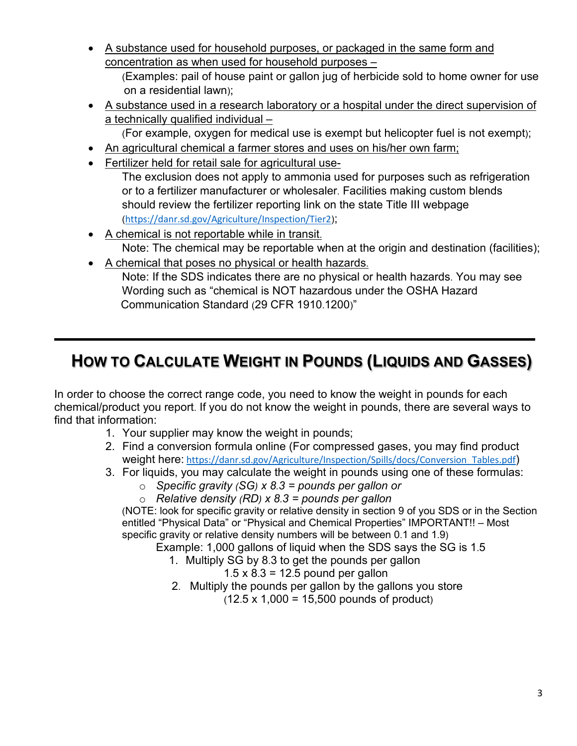- A substance used for household purposes, or packaged in the same form and concentration as when used for household purposes –
  (Examples: pail of house paint or gallon jug of herbicide sold to home owner for use on a residential lawn);
- A substance used in a research laboratory or a hospital under the direct supervision of a technically qualified individual –
  (For example, oxygen for medical use is exempt but helicopter fuel is not exempt);
- An agricultural chemical a farmer stores and uses on his/her own farm;
- Fertilizer held for retail sale for agricultural use-
  The exclusion does not apply to ammonia used for purposes such as refrigeration or to a fertilizer manufacturer or wholesaler. Facilities making custom blends should review the fertilizer reporting link on the state Title III webpage (https://danr.sd.gov/Agriculture/Inspection/Tier2);
- A chemical is not reportable while in transit.
  Note: The chemical may be reportable when at the origin and destination (facilities);
- A chemical that poses no physical or health hazards.
  Note: If the SDS indicates there are no physical or health hazards. You may see Wording such as "chemical is NOT hazardous under the OSHA Hazard Communication Standard (29 CFR 1910.1200)"

---

## How to Calculate Weight in Pounds (Liquids and Gasses)

In order to choose the correct range code, you need to know the weight in pounds for each chemical/product you report. If you do not know the weight in pounds, there are several ways to find that information:

1. Your supplier may know the weight in pounds;
2. Find a conversion formula online (For compressed gases, you may find product weight here: https://danr.sd.gov/Agriculture/Inspection/Spills/docs/Conversion_Tables.pdf)
3. For liquids, you may calculate the weight in pounds using one of these formulas:
   - *Specific gravity (SG) x 8.3 = pounds per gallon or*
   - *Relative density (RD) x 8.3 = pounds per gallon*

   (NOTE: look for specific gravity or relative density in section 9 of you SDS or in the Section entitled "Physical Data" or "Physical and Chemical Properties" IMPORTANT!! – Most specific gravity or relative density numbers will be between 0.1 and 1.9)

   Example: 1,000 gallons of liquid when the SDS says the SG is 1.5

   1. Multiply SG by 8.3 to get the pounds per gallon
      1.5 x 8.3 = 12.5 pound per gallon
   2. Multiply the pounds per gallon by the gallons you store
      (12.5 x 1,000 = 15,500 pounds of product)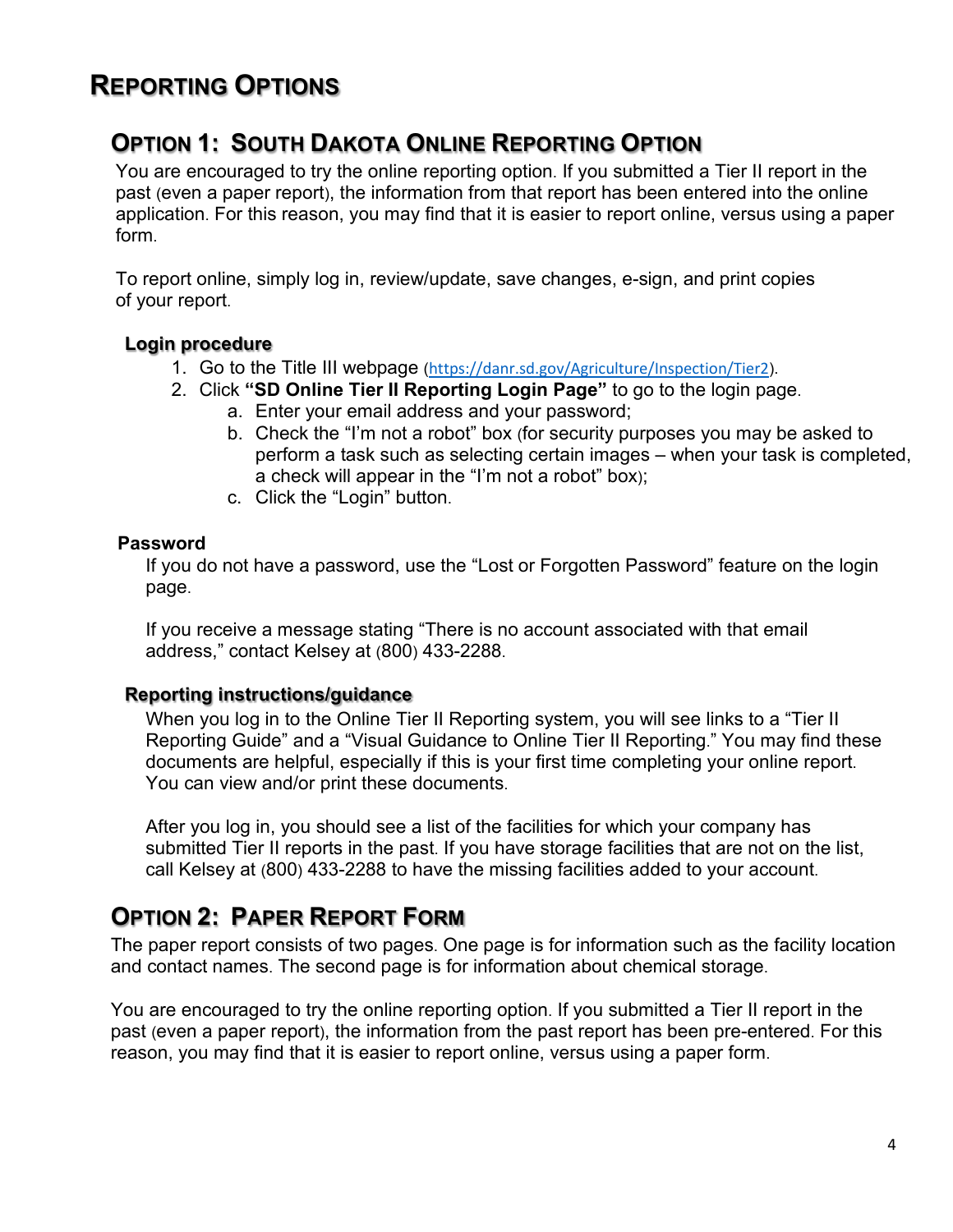# Reporting Options

## Option 1: South Dakota Online Reporting Option

You are encouraged to try the online reporting option. If you submitted a Tier II report in the past (even a paper report), the information from that report has been entered into the online application. For this reason, you may find that it is easier to report online, versus using a paper form.

To report online, simply log in, review/update, save changes, e-sign, and print copies of your report.

### Login procedure

1. Go to the Title III webpage (https://danr.sd.gov/Agriculture/Inspection/Tier2).
2. Click **"SD Online Tier II Reporting Login Page"** to go to the login page.
   a. Enter your email address and your password;
   b. Check the "I'm not a robot" box (for security purposes you may be asked to perform a task such as selecting certain images – when your task is completed, a check will appear in the "I'm not a robot" box);
   c. Click the "Login" button.

### Password

If you do not have a password, use the "Lost or Forgotten Password" feature on the login page.

If you receive a message stating "There is no account associated with that email address," contact Kelsey at (800) 433-2288.

### Reporting instructions/guidance

When you log in to the Online Tier II Reporting system, you will see links to a "Tier II Reporting Guide" and a "Visual Guidance to Online Tier II Reporting." You may find these documents are helpful, especially if this is your first time completing your online report. You can view and/or print these documents.

After you log in, you should see a list of the facilities for which your company has submitted Tier II reports in the past. If you have storage facilities that are not on the list, call Kelsey at (800) 433-2288 to have the missing facilities added to your account.

## Option 2: Paper Report Form

The paper report consists of two pages. One page is for information such as the facility location and contact names. The second page is for information about chemical storage.

You are encouraged to try the online reporting option. If you submitted a Tier II report in the past (even a paper report), the information from the past report has been pre-entered. For this reason, you may find that it is easier to report online, versus using a paper form.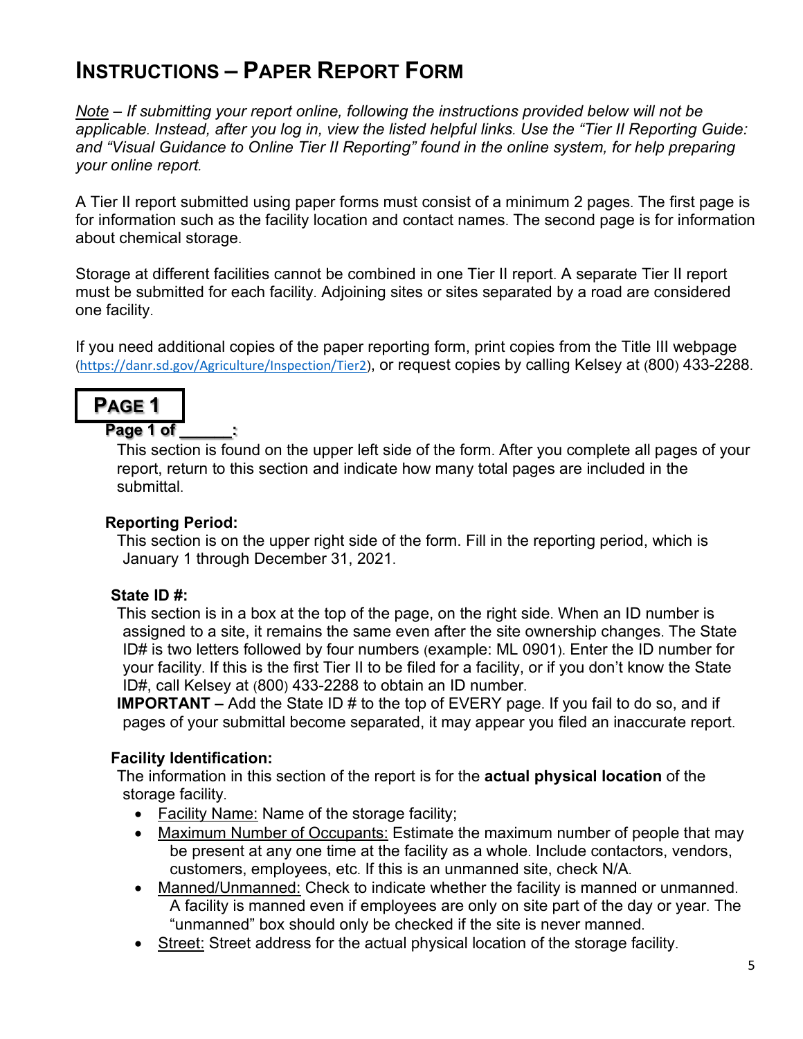# INSTRUCTIONS – PAPER REPORT FORM

*Note – If submitting your report online, following the instructions provided below will not be applicable. Instead, after you log in, view the listed helpful links. Use the "Tier II Reporting Guide: and "Visual Guidance to Online Tier II Reporting" found in the online system, for help preparing your online report.*

A Tier II report submitted using paper forms must consist of a minimum 2 pages. The first page is for information such as the facility location and contact names. The second page is for information about chemical storage.

Storage at different facilities cannot be combined in one Tier II report. A separate Tier II report must be submitted for each facility. Adjoining sites or sites separated by a road are considered one facility.

If you need additional copies of the paper reporting form, print copies from the Title III webpage (https://danr.sd.gov/Agriculture/Inspection/Tier2), or request copies by calling Kelsey at (800) 433-2288.

## PAGE 1

### Page 1 of ______:

This section is found on the upper left side of the form. After you complete all pages of your report, return to this section and indicate how many total pages are included in the submittal.

### Reporting Period:

This section is on the upper right side of the form. Fill in the reporting period, which is January 1 through December 31, 2021.

### State ID #:

This section is in a box at the top of the page, on the right side. When an ID number is assigned to a site, it remains the same even after the site ownership changes. The State ID# is two letters followed by four numbers (example: ML 0901). Enter the ID number for your facility. If this is the first Tier II to be filed for a facility, or if you don't know the State ID#, call Kelsey at (800) 433-2288 to obtain an ID number.

**IMPORTANT –** Add the State ID # to the top of EVERY page. If you fail to do so, and if pages of your submittal become separated, it may appear you filed an inaccurate report.

### Facility Identification:

The information in this section of the report is for the **actual physical location** of the storage facility.

- Facility Name: Name of the storage facility;
- Maximum Number of Occupants: Estimate the maximum number of people that may be present at any one time at the facility as a whole. Include contactors, vendors, customers, employees, etc. If this is an unmanned site, check N/A.
- Manned/Unmanned: Check to indicate whether the facility is manned or unmanned. A facility is manned even if employees are only on site part of the day or year. The "unmanned" box should only be checked if the site is never manned.
- Street: Street address for the actual physical location of the storage facility.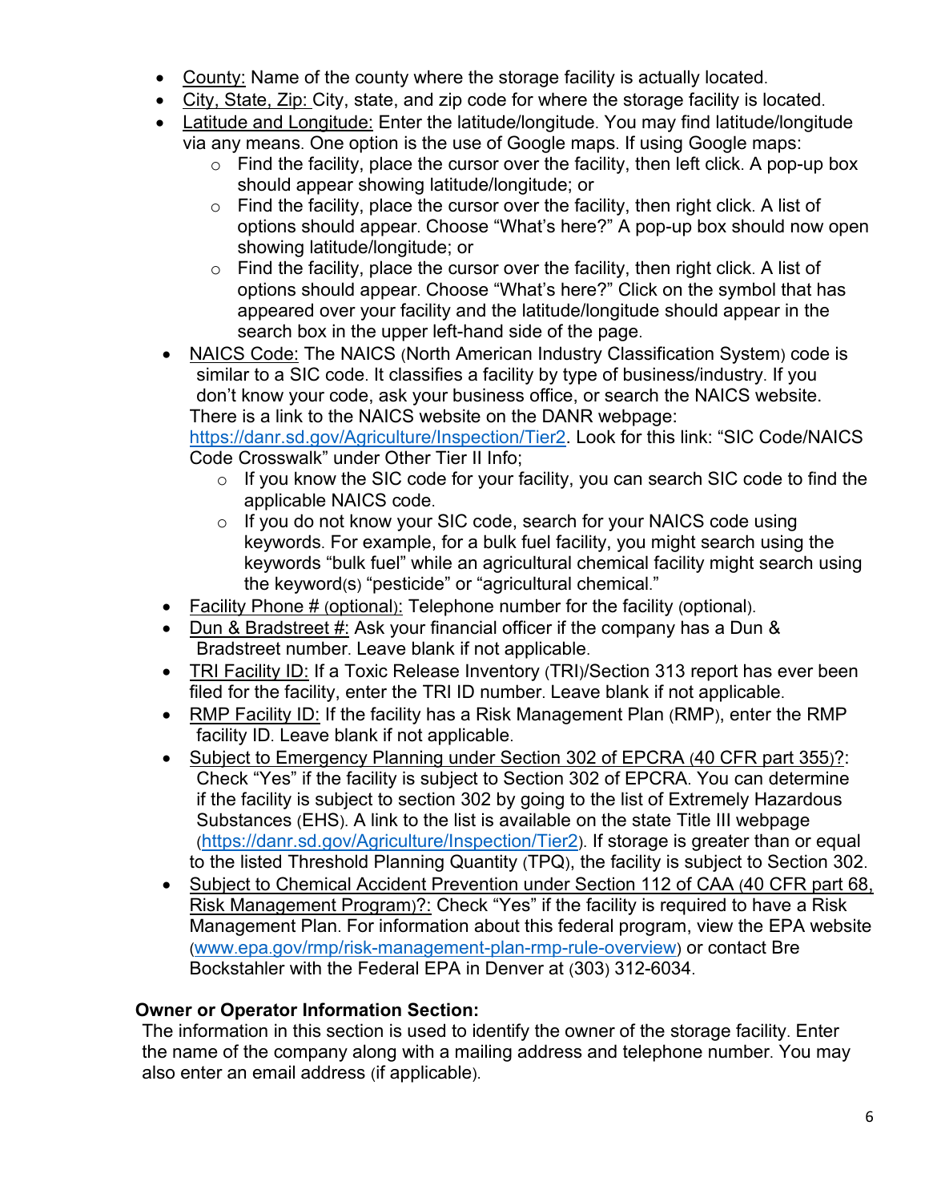- County: Name of the county where the storage facility is actually located.
- City, State, Zip: City, state, and zip code for where the storage facility is located.
- Latitude and Longitude: Enter the latitude/longitude. You may find latitude/longitude via any means. One option is the use of Google maps. If using Google maps:
  - Find the facility, place the cursor over the facility, then left click. A pop-up box should appear showing latitude/longitude; or
  - Find the facility, place the cursor over the facility, then right click. A list of options should appear. Choose "What's here?" A pop-up box should now open showing latitude/longitude; or
  - Find the facility, place the cursor over the facility, then right click. A list of options should appear. Choose "What's here?" Click on the symbol that has appeared over your facility and the latitude/longitude should appear in the search box in the upper left-hand side of the page.
- NAICS Code: The NAICS (North American Industry Classification System) code is similar to a SIC code. It classifies a facility by type of business/industry. If you don't know your code, ask your business office, or search the NAICS website. There is a link to the NAICS website on the DANR webpage: https://danr.sd.gov/Agriculture/Inspection/Tier2. Look for this link: "SIC Code/NAICS Code Crosswalk" under Other Tier II Info;
  - If you know the SIC code for your facility, you can search SIC code to find the applicable NAICS code.
  - If you do not know your SIC code, search for your NAICS code using keywords. For example, for a bulk fuel facility, you might search using the keywords "bulk fuel" while an agricultural chemical facility might search using the keyword(s) "pesticide" or "agricultural chemical."
- Facility Phone # (optional): Telephone number for the facility (optional).
- Dun & Bradstreet #: Ask your financial officer if the company has a Dun & Bradstreet number. Leave blank if not applicable.
- TRI Facility ID: If a Toxic Release Inventory (TRI)/Section 313 report has ever been filed for the facility, enter the TRI ID number. Leave blank if not applicable.
- RMP Facility ID: If the facility has a Risk Management Plan (RMP), enter the RMP facility ID. Leave blank if not applicable.
- Subject to Emergency Planning under Section 302 of EPCRA (40 CFR part 355)?: Check "Yes" if the facility is subject to Section 302 of EPCRA. You can determine if the facility is subject to section 302 by going to the list of Extremely Hazardous Substances (EHS). A link to the list is available on the state Title III webpage (https://danr.sd.gov/Agriculture/Inspection/Tier2). If storage is greater than or equal to the listed Threshold Planning Quantity (TPQ), the facility is subject to Section 302.
- Subject to Chemical Accident Prevention under Section 112 of CAA (40 CFR part 68, Risk Management Program)?: Check "Yes" if the facility is required to have a Risk Management Plan. For information about this federal program, view the EPA website (www.epa.gov/rmp/risk-management-plan-rmp-rule-overview) or contact Bre Bockstahler with the Federal EPA in Denver at (303) 312-6034.

**Owner or Operator Information Section:**

The information in this section is used to identify the owner of the storage facility. Enter the name of the company along with a mailing address and telephone number. You may also enter an email address (if applicable).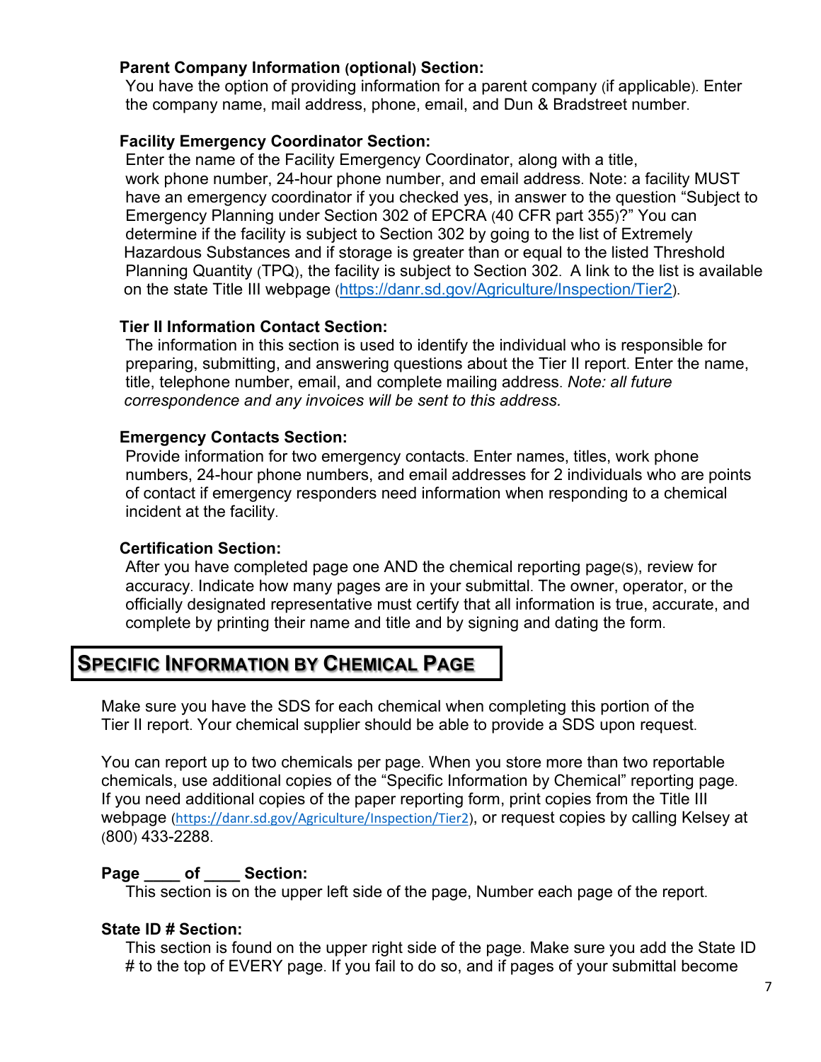**Parent Company Information (optional) Section:**
You have the option of providing information for a parent company (if applicable). Enter the company name, mail address, phone, email, and Dun & Bradstreet number.

**Facility Emergency Coordinator Section:**
Enter the name of the Facility Emergency Coordinator, along with a title, work phone number, 24-hour phone number, and email address. Note: a facility MUST have an emergency coordinator if you checked yes, in answer to the question "Subject to Emergency Planning under Section 302 of EPCRA (40 CFR part 355)?" You can determine if the facility is subject to Section 302 by going to the list of Extremely Hazardous Substances and if storage is greater than or equal to the listed Threshold Planning Quantity (TPQ), the facility is subject to Section 302. A link to the list is available on the state Title III webpage (https://danr.sd.gov/Agriculture/Inspection/Tier2).

**Tier II Information Contact Section:**
The information in this section is used to identify the individual who is responsible for preparing, submitting, and answering questions about the Tier II report. Enter the name, title, telephone number, email, and complete mailing address. *Note: all future correspondence and any invoices will be sent to this address.*

**Emergency Contacts Section:**
Provide information for two emergency contacts. Enter names, titles, work phone numbers, 24-hour phone numbers, and email addresses for 2 individuals who are points of contact if emergency responders need information when responding to a chemical incident at the facility.

**Certification Section:**
After you have completed page one AND the chemical reporting page(s), review for accuracy. Indicate how many pages are in your submittal. The owner, operator, or the officially designated representative must certify that all information is true, accurate, and complete by printing their name and title and by signing and dating the form.

## SPECIFIC INFORMATION BY CHEMICAL PAGE

Make sure you have the SDS for each chemical when completing this portion of the Tier II report. Your chemical supplier should be able to provide a SDS upon request.

You can report up to two chemicals per page. When you store more than two reportable chemicals, use additional copies of the "Specific Information by Chemical" reporting page. If you need additional copies of the paper reporting form, print copies from the Title III webpage (https://danr.sd.gov/Agriculture/Inspection/Tier2), or request copies by calling Kelsey at (800) 433-2288.

**Page \_\_\_\_ of \_\_\_\_ Section:**
This section is on the upper left side of the page, Number each page of the report.

**State ID # Section:**
This section is found on the upper right side of the page. Make sure you add the State ID # to the top of EVERY page. If you fail to do so, and if pages of your submittal become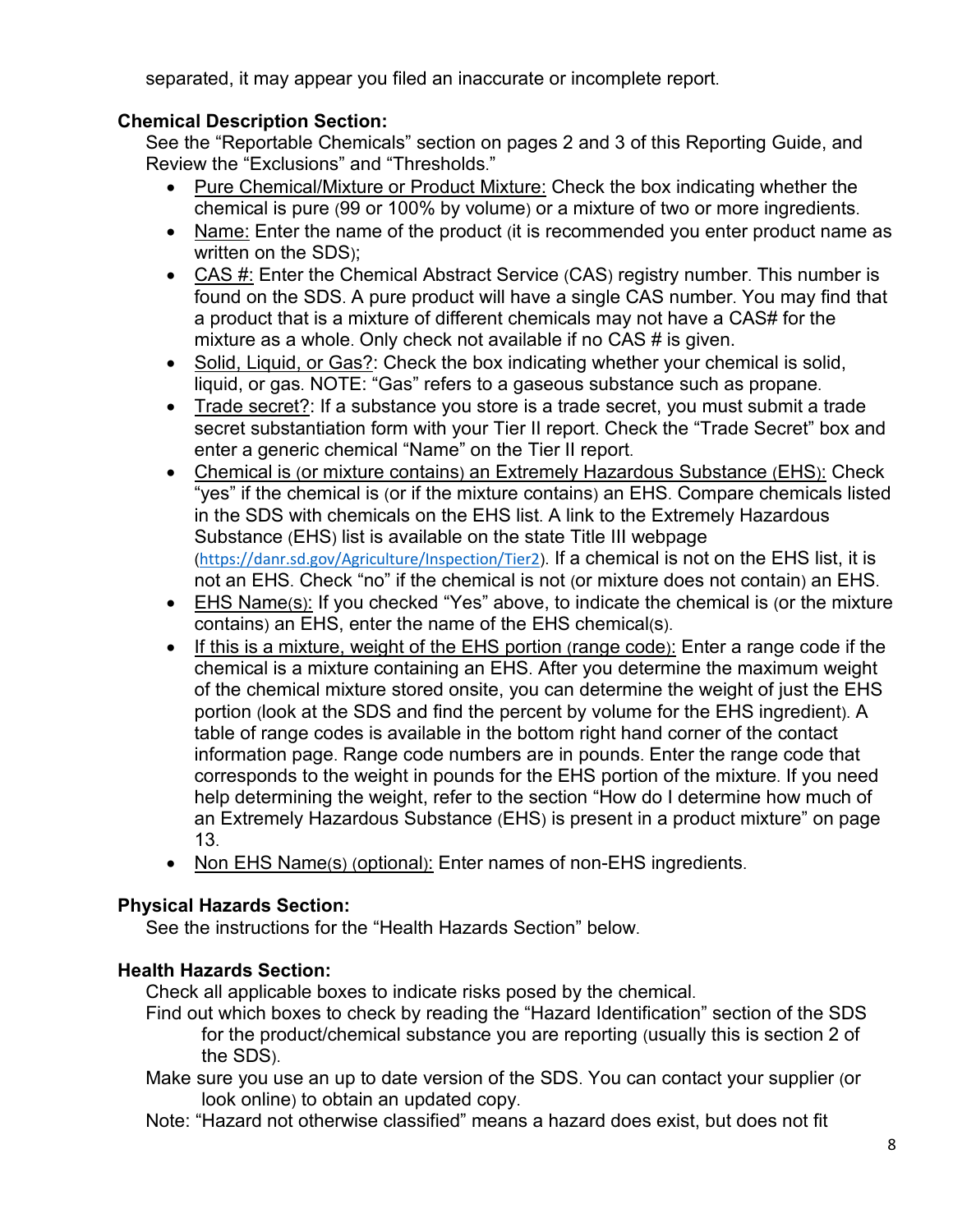separated, it may appear you filed an inaccurate or incomplete report.

**Chemical Description Section:**

See the "Reportable Chemicals" section on pages 2 and 3 of this Reporting Guide, and Review the "Exclusions" and "Thresholds."

- <u>Pure Chemical/Mixture or Product Mixture:</u> Check the box indicating whether the chemical is pure (99 or 100% by volume) or a mixture of two or more ingredients.
- <u>Name:</u> Enter the name of the product (it is recommended you enter product name as written on the SDS);
- <u>CAS #:</u> Enter the Chemical Abstract Service (CAS) registry number. This number is found on the SDS. A pure product will have a single CAS number. You may find that a product that is a mixture of different chemicals may not have a CAS# for the mixture as a whole. Only check not available if no CAS # is given.
- <u>Solid, Liquid, or Gas?</u>: Check the box indicating whether your chemical is solid, liquid, or gas. NOTE: "Gas" refers to a gaseous substance such as propane.
- <u>Trade secret?</u>: If a substance you store is a trade secret, you must submit a trade secret substantiation form with your Tier II report. Check the "Trade Secret" box and enter a generic chemical "Name" on the Tier II report.
- <u>Chemical is (or mixture contains) an Extremely Hazardous Substance (EHS):</u> Check "yes" if the chemical is (or if the mixture contains) an EHS. Compare chemicals listed in the SDS with chemicals on the EHS list. A link to the Extremely Hazardous Substance (EHS) list is available on the state Title III webpage (https://danr.sd.gov/Agriculture/Inspection/Tier2). If a chemical is not on the EHS list, it is not an EHS. Check "no" if the chemical is not (or mixture does not contain) an EHS.
- <u>EHS Name(s):</u> If you checked "Yes" above, to indicate the chemical is (or the mixture contains) an EHS, enter the name of the EHS chemical(s).
- <u>If this is a mixture, weight of the EHS portion (range code):</u> Enter a range code if the chemical is a mixture containing an EHS. After you determine the maximum weight of the chemical mixture stored onsite, you can determine the weight of just the EHS portion (look at the SDS and find the percent by volume for the EHS ingredient). A table of range codes is available in the bottom right hand corner of the contact information page. Range code numbers are in pounds. Enter the range code that corresponds to the weight in pounds for the EHS portion of the mixture. If you need help determining the weight, refer to the section "How do I determine how much of an Extremely Hazardous Substance (EHS) is present in a product mixture" on page 13.
- <u>Non EHS Name(s) (optional):</u> Enter names of non-EHS ingredients.

**Physical Hazards Section:**

See the instructions for the "Health Hazards Section" below.

**Health Hazards Section:**

Check all applicable boxes to indicate risks posed by the chemical.

Find out which boxes to check by reading the "Hazard Identification" section of the SDS for the product/chemical substance you are reporting (usually this is section 2 of the SDS).

Make sure you use an up to date version of the SDS. You can contact your supplier (or look online) to obtain an updated copy.

Note: "Hazard not otherwise classified" means a hazard does exist, but does not fit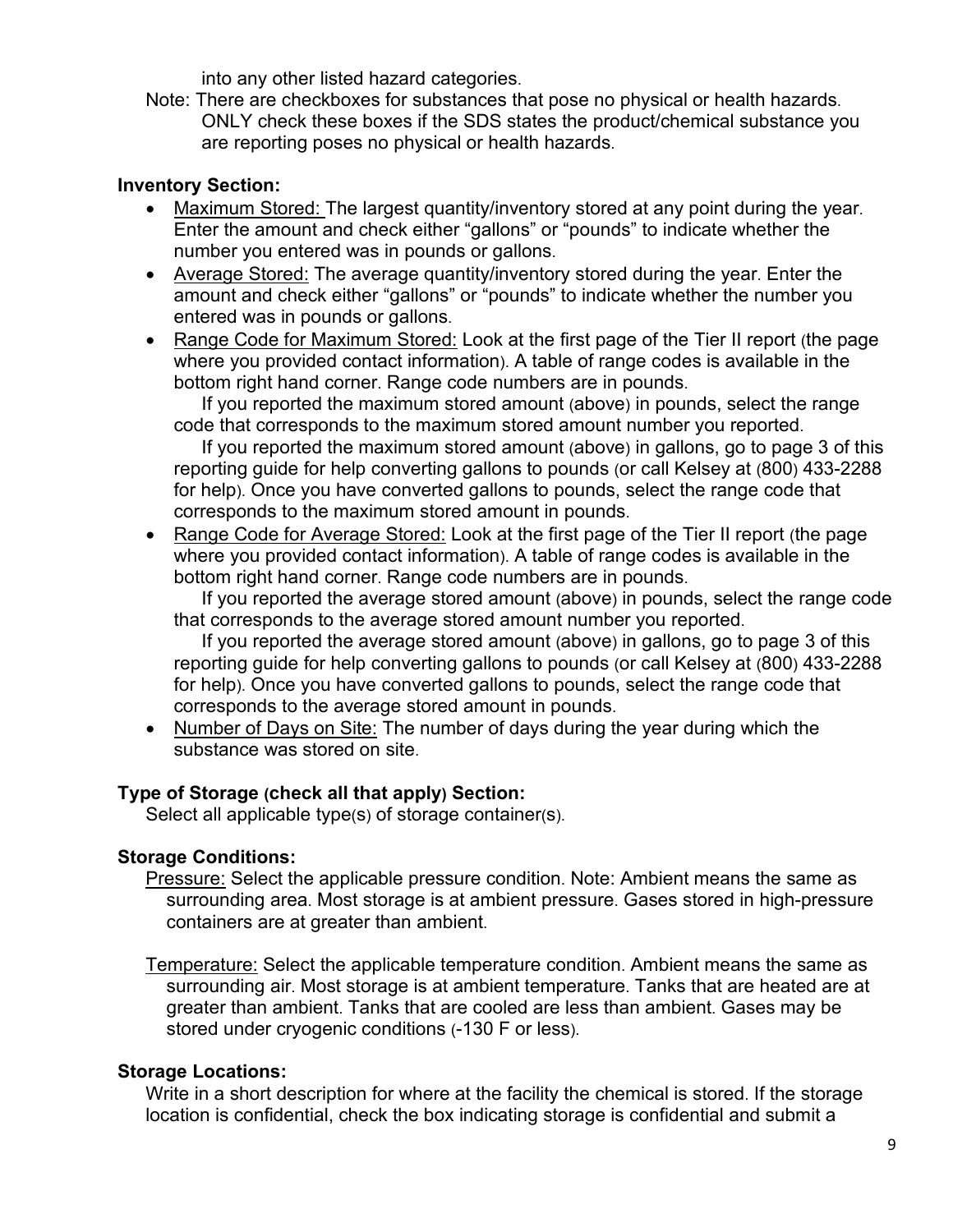into any other listed hazard categories.

Note: There are checkboxes for substances that pose no physical or health hazards. ONLY check these boxes if the SDS states the product/chemical substance you are reporting poses no physical or health hazards.

**Inventory Section:**

- Maximum Stored: The largest quantity/inventory stored at any point during the year. Enter the amount and check either "gallons" or "pounds" to indicate whether the number you entered was in pounds or gallons.
- Average Stored: The average quantity/inventory stored during the year. Enter the amount and check either "gallons" or "pounds" to indicate whether the number you entered was in pounds or gallons.
- Range Code for Maximum Stored: Look at the first page of the Tier II report (the page where you provided contact information). A table of range codes is available in the bottom right hand corner. Range code numbers are in pounds.
  If you reported the maximum stored amount (above) in pounds, select the range code that corresponds to the maximum stored amount number you reported.
  If you reported the maximum stored amount (above) in gallons, go to page 3 of this reporting guide for help converting gallons to pounds (or call Kelsey at (800) 433-2288 for help). Once you have converted gallons to pounds, select the range code that corresponds to the maximum stored amount in pounds.
- Range Code for Average Stored: Look at the first page of the Tier II report (the page where you provided contact information). A table of range codes is available in the bottom right hand corner. Range code numbers are in pounds.
  If you reported the average stored amount (above) in pounds, select the range code that corresponds to the average stored amount number you reported.
  If you reported the average stored amount (above) in gallons, go to page 3 of this reporting guide for help converting gallons to pounds (or call Kelsey at (800) 433-2288 for help). Once you have converted gallons to pounds, select the range code that corresponds to the average stored amount in pounds.
- Number of Days on Site: The number of days during the year during which the substance was stored on site.

**Type of Storage (check all that apply) Section:**

Select all applicable type(s) of storage container(s).

**Storage Conditions:**

Pressure: Select the applicable pressure condition. Note: Ambient means the same as surrounding area. Most storage is at ambient pressure. Gases stored in high-pressure containers are at greater than ambient.

Temperature: Select the applicable temperature condition. Ambient means the same as surrounding air. Most storage is at ambient temperature. Tanks that are heated are at greater than ambient. Tanks that are cooled are less than ambient. Gases may be stored under cryogenic conditions (-130 F or less).

**Storage Locations:**

Write in a short description for where at the facility the chemical is stored. If the storage location is confidential, check the box indicating storage is confidential and submit a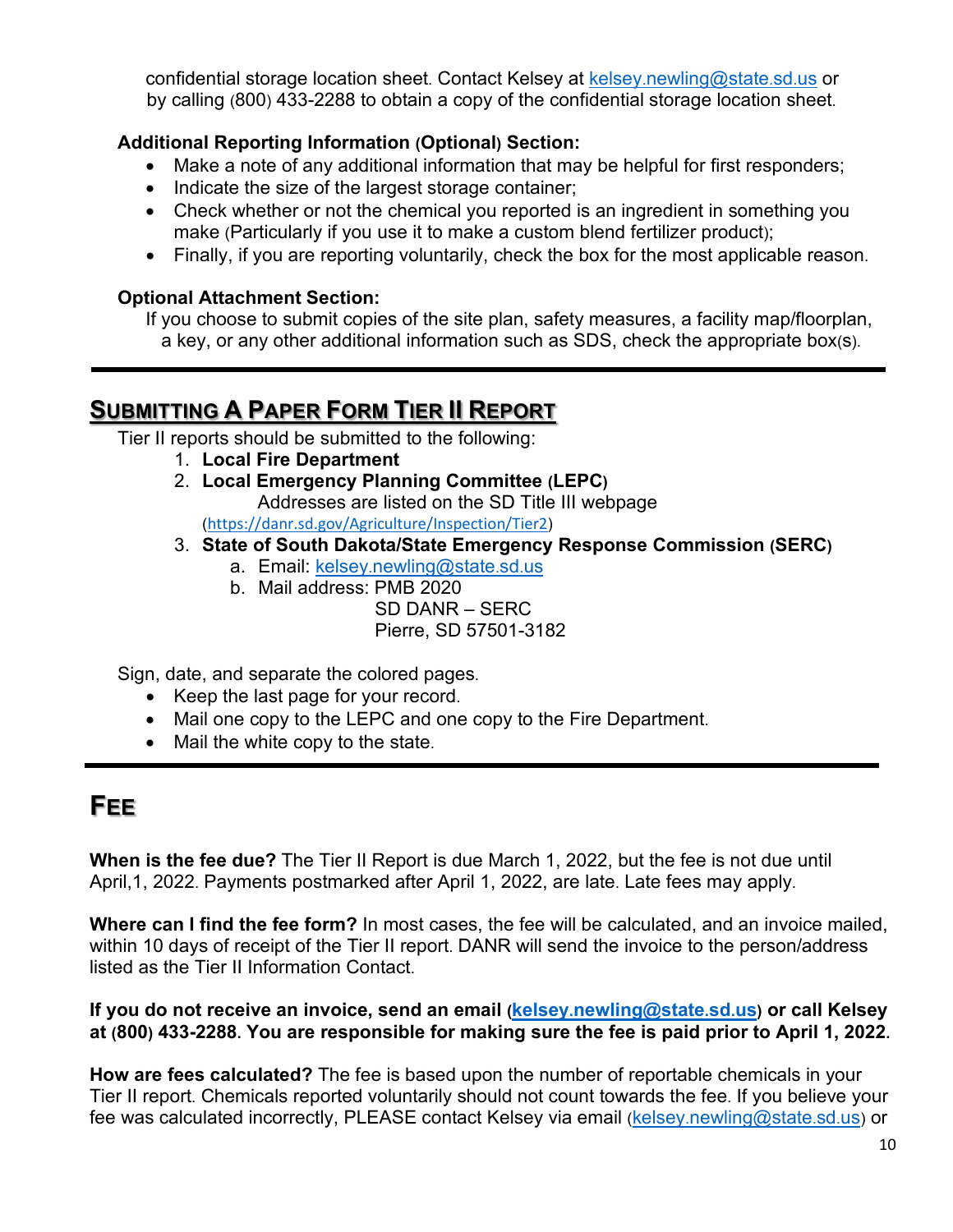confidential storage location sheet. Contact Kelsey at kelsey.newling@state.sd.us or by calling (800) 433-2288 to obtain a copy of the confidential storage location sheet.

**Additional Reporting Information (Optional) Section:**

- Make a note of any additional information that may be helpful for first responders;
- Indicate the size of the largest storage container;
- Check whether or not the chemical you reported is an ingredient in something you make (Particularly if you use it to make a custom blend fertilizer product);
- Finally, if you are reporting voluntarily, check the box for the most applicable reason.

**Optional Attachment Section:**

If you choose to submit copies of the site plan, safety measures, a facility map/floorplan, a key, or any other additional information such as SDS, check the appropriate box(s).

---

## SUBMITTING A PAPER FORM TIER II REPORT

Tier II reports should be submitted to the following:

1. **Local Fire Department**
2. **Local Emergency Planning Committee (LEPC)**
   Addresses are listed on the SD Title III webpage (https://danr.sd.gov/Agriculture/Inspection/Tier2)
3. **State of South Dakota/State Emergency Response Commission (SERC)**
   a. Email: kelsey.newling@state.sd.us
   b. Mail address: PMB 2020
      SD DANR – SERC
      Pierre, SD 57501-3182

Sign, date, and separate the colored pages.

- Keep the last page for your record.
- Mail one copy to the LEPC and one copy to the Fire Department.
- Mail the white copy to the state.

---

## FEE

**When is the fee due?** The Tier II Report is due March 1, 2022, but the fee is not due until April,1, 2022. Payments postmarked after April 1, 2022, are late. Late fees may apply.

**Where can I find the fee form?** In most cases, the fee will be calculated, and an invoice mailed, within 10 days of receipt of the Tier II report. DANR will send the invoice to the person/address listed as the Tier II Information Contact.

**If you do not receive an invoice, send an email (kelsey.newling@state.sd.us) or call Kelsey at (800) 433-2288. You are responsible for making sure the fee is paid prior to April 1, 2022.**

**How are fees calculated?** The fee is based upon the number of reportable chemicals in your Tier II report. Chemicals reported voluntarily should not count towards the fee. If you believe your fee was calculated incorrectly, PLEASE contact Kelsey via email (kelsey.newling@state.sd.us) or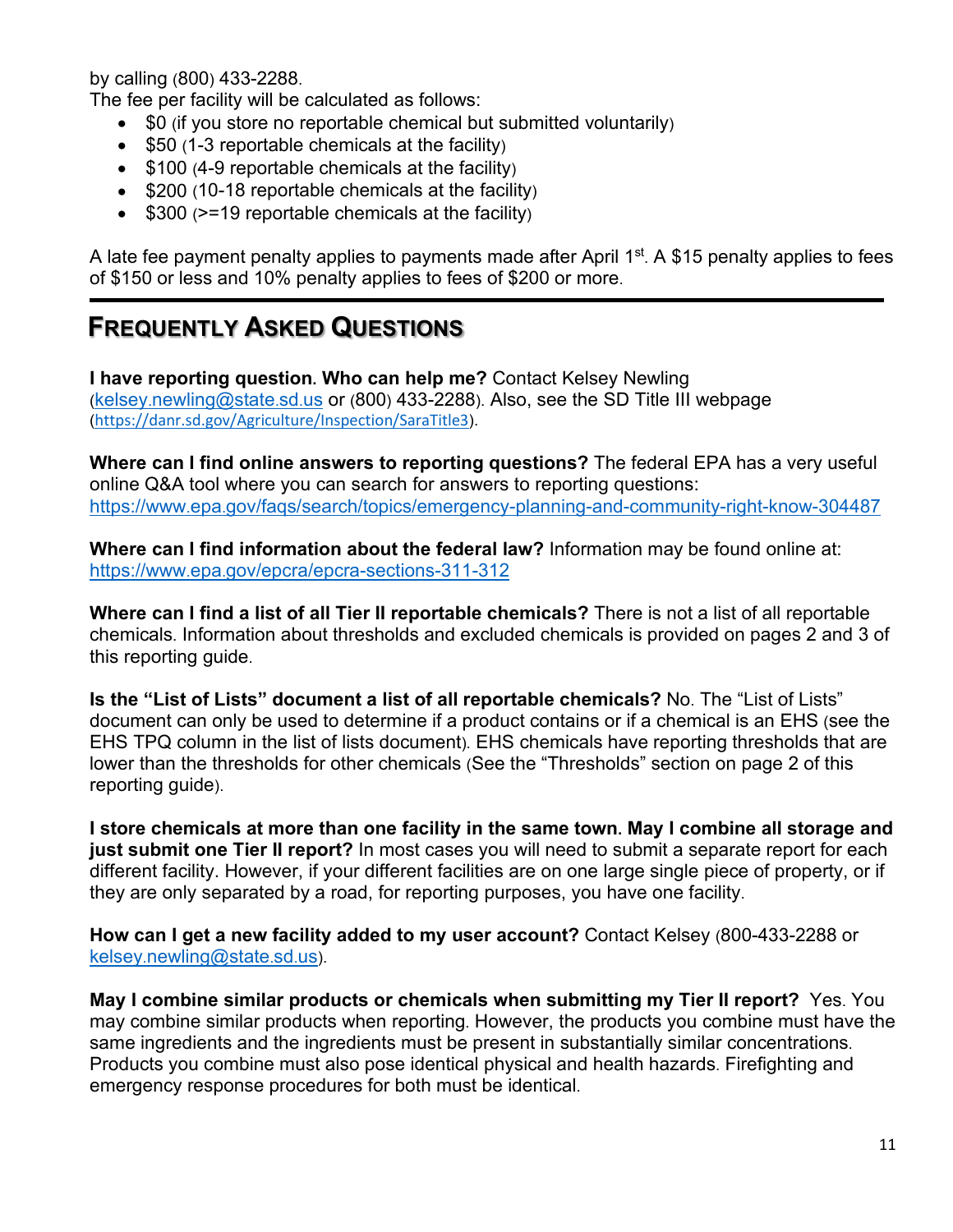by calling (800) 433-2288.

The fee per facility will be calculated as follows:

- $0 (if you store no reportable chemical but submitted voluntarily)
- $50 (1-3 reportable chemicals at the facility)
- $100 (4-9 reportable chemicals at the facility)
- $200 (10-18 reportable chemicals at the facility)
- $300 (>=19 reportable chemicals at the facility)

A late fee payment penalty applies to payments made after April 1st. A $15 penalty applies to fees of $150 or less and 10% penalty applies to fees of $200 or more.

## Frequently Asked Questions

**I have reporting question. Who can help me?** Contact Kelsey Newling (kelsey.newling@state.sd.us or (800) 433-2288). Also, see the SD Title III webpage (https://danr.sd.gov/Agriculture/Inspection/SaraTitle3).

**Where can I find online answers to reporting questions?** The federal EPA has a very useful online Q&A tool where you can search for answers to reporting questions: https://www.epa.gov/faqs/search/topics/emergency-planning-and-community-right-know-304487

**Where can I find information about the federal law?** Information may be found online at: https://www.epa.gov/epcra/epcra-sections-311-312

**Where can I find a list of all Tier II reportable chemicals?** There is not a list of all reportable chemicals. Information about thresholds and excluded chemicals is provided on pages 2 and 3 of this reporting guide.

**Is the "List of Lists" document a list of all reportable chemicals?** No. The "List of Lists" document can only be used to determine if a product contains or if a chemical is an EHS (see the EHS TPQ column in the list of lists document). EHS chemicals have reporting thresholds that are lower than the thresholds for other chemicals (See the "Thresholds" section on page 2 of this reporting guide).

**I store chemicals at more than one facility in the same town. May I combine all storage and just submit one Tier II report?** In most cases you will need to submit a separate report for each different facility. However, if your different facilities are on one large single piece of property, or if they are only separated by a road, for reporting purposes, you have one facility.

**How can I get a new facility added to my user account?** Contact Kelsey (800-433-2288 or kelsey.newling@state.sd.us).

**May I combine similar products or chemicals when submitting my Tier II report?** Yes. You may combine similar products when reporting. However, the products you combine must have the same ingredients and the ingredients must be present in substantially similar concentrations. Products you combine must also pose identical physical and health hazards. Firefighting and emergency response procedures for both must be identical.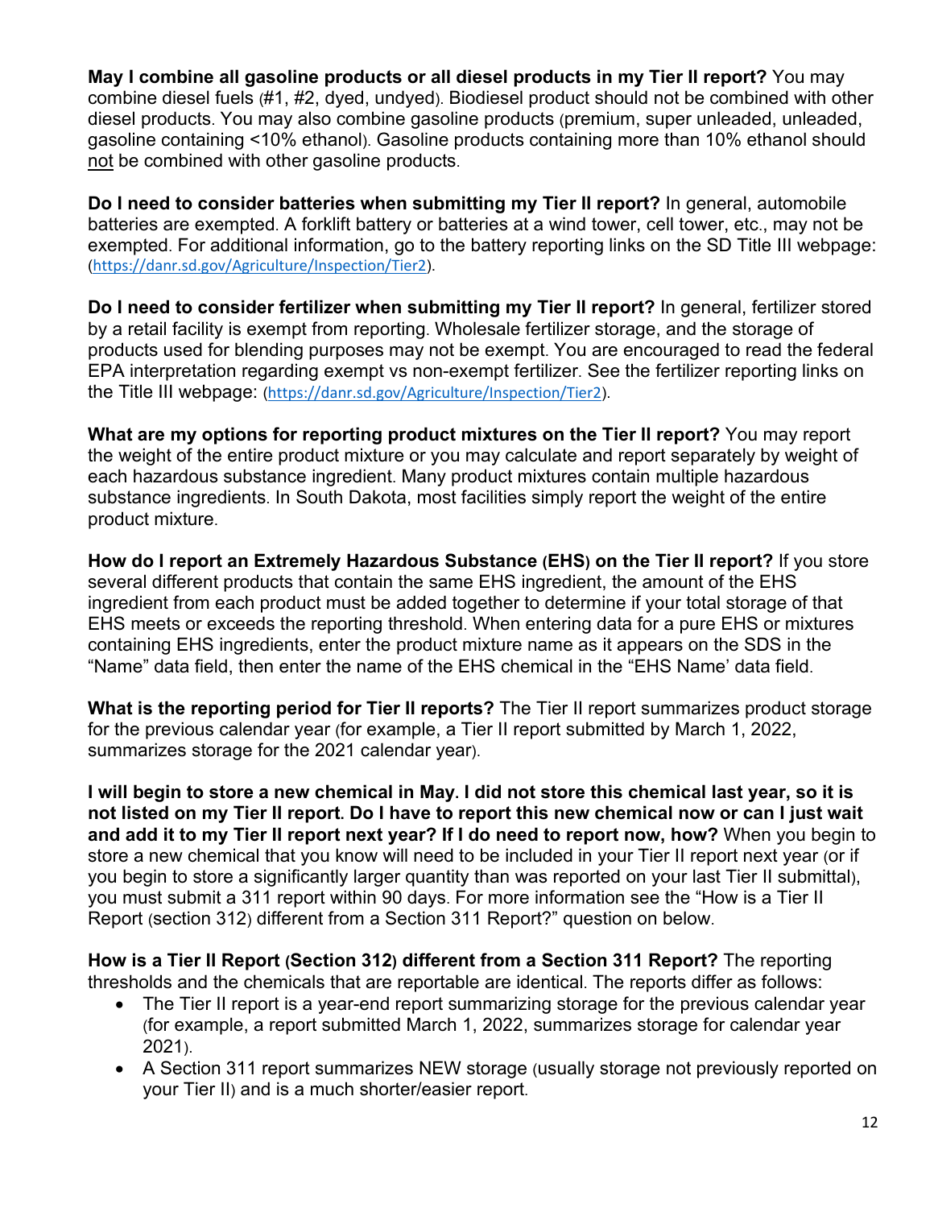**May I combine all gasoline products or all diesel products in my Tier II report?** You may combine diesel fuels (#1, #2, dyed, undyed). Biodiesel product should not be combined with other diesel products. You may also combine gasoline products (premium, super unleaded, unleaded, gasoline containing <10% ethanol). Gasoline products containing more than 10% ethanol should not be combined with other gasoline products.

**Do I need to consider batteries when submitting my Tier II report?** In general, automobile batteries are exempted. A forklift battery or batteries at a wind tower, cell tower, etc., may not be exempted. For additional information, go to the battery reporting links on the SD Title III webpage: (https://danr.sd.gov/Agriculture/Inspection/Tier2).

**Do I need to consider fertilizer when submitting my Tier II report?** In general, fertilizer stored by a retail facility is exempt from reporting. Wholesale fertilizer storage, and the storage of products used for blending purposes may not be exempt. You are encouraged to read the federal EPA interpretation regarding exempt vs non-exempt fertilizer. See the fertilizer reporting links on the Title III webpage: (https://danr.sd.gov/Agriculture/Inspection/Tier2).

**What are my options for reporting product mixtures on the Tier II report?** You may report the weight of the entire product mixture or you may calculate and report separately by weight of each hazardous substance ingredient. Many product mixtures contain multiple hazardous substance ingredients. In South Dakota, most facilities simply report the weight of the entire product mixture.

**How do I report an Extremely Hazardous Substance (EHS) on the Tier II report?** If you store several different products that contain the same EHS ingredient, the amount of the EHS ingredient from each product must be added together to determine if your total storage of that EHS meets or exceeds the reporting threshold. When entering data for a pure EHS or mixtures containing EHS ingredients, enter the product mixture name as it appears on the SDS in the "Name" data field, then enter the name of the EHS chemical in the "EHS Name' data field.

**What is the reporting period for Tier II reports?** The Tier II report summarizes product storage for the previous calendar year (for example, a Tier II report submitted by March 1, 2022, summarizes storage for the 2021 calendar year).

**I will begin to store a new chemical in May. I did not store this chemical last year, so it is not listed on my Tier II report. Do I have to report this new chemical now or can I just wait and add it to my Tier II report next year? If I do need to report now, how?** When you begin to store a new chemical that you know will need to be included in your Tier II report next year (or if you begin to store a significantly larger quantity than was reported on your last Tier II submittal), you must submit a 311 report within 90 days. For more information see the "How is a Tier II Report (section 312) different from a Section 311 Report?" question on below.

**How is a Tier II Report (Section 312) different from a Section 311 Report?** The reporting thresholds and the chemicals that are reportable are identical. The reports differ as follows:

- The Tier II report is a year-end report summarizing storage for the previous calendar year (for example, a report submitted March 1, 2022, summarizes storage for calendar year 2021).
- A Section 311 report summarizes NEW storage (usually storage not previously reported on your Tier II) and is a much shorter/easier report.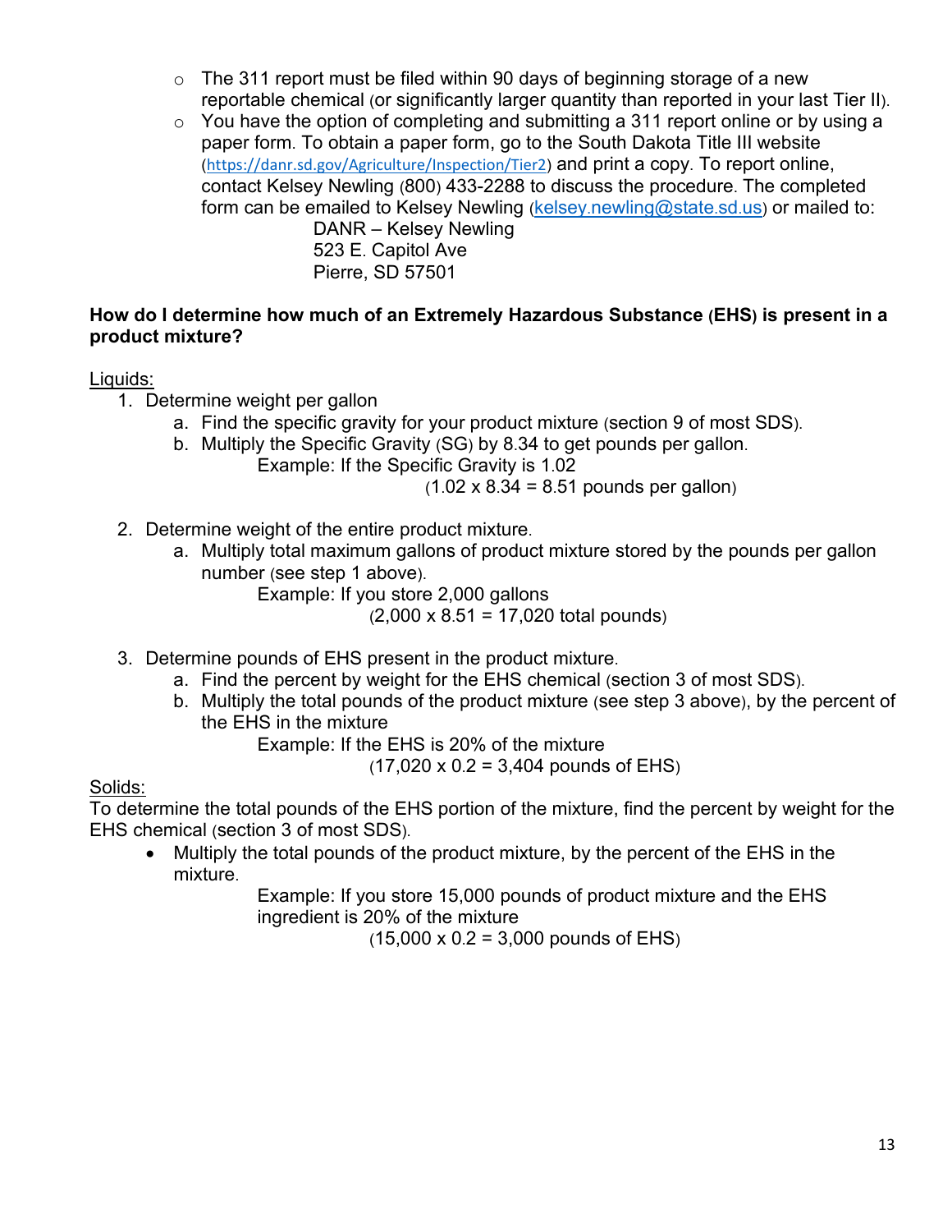- The 311 report must be filed within 90 days of beginning storage of a new reportable chemical (or significantly larger quantity than reported in your last Tier II).
- You have the option of completing and submitting a 311 report online or by using a paper form. To obtain a paper form, go to the South Dakota Title III website (https://danr.sd.gov/Agriculture/Inspection/Tier2) and print a copy. To report online, contact Kelsey Newling (800) 433-2288 to discuss the procedure. The completed form can be emailed to Kelsey Newling (kelsey.newling@state.sd.us) or mailed to:

  DANR – Kelsey Newling  
  523 E. Capitol Ave  
  Pierre, SD 57501

**How do I determine how much of an Extremely Hazardous Substance (EHS) is present in a product mixture?**

<u>Liquids:</u>

1. Determine weight per gallon
   a. Find the specific gravity for your product mixture (section 9 of most SDS).
   b. Multiply the Specific Gravity (SG) by 8.34 to get pounds per gallon.

      Example: If the Specific Gravity is 1.02  
      (1.02 x 8.34 = 8.51 pounds per gallon)

2. Determine weight of the entire product mixture.
   a. Multiply total maximum gallons of product mixture stored by the pounds per gallon number (see step 1 above).

      Example: If you store 2,000 gallons  
      (2,000 x 8.51 = 17,020 total pounds)

3. Determine pounds of EHS present in the product mixture.
   a. Find the percent by weight for the EHS chemical (section 3 of most SDS).
   b. Multiply the total pounds of the product mixture (see step 3 above), by the percent of the EHS in the mixture

      Example: If the EHS is 20% of the mixture  
      (17,020 x 0.2 = 3,404 pounds of EHS)

<u>Solids:</u>

To determine the total pounds of the EHS portion of the mixture, find the percent by weight for the EHS chemical (section 3 of most SDS).

- Multiply the total pounds of the product mixture, by the percent of the EHS in the mixture.

  Example: If you store 15,000 pounds of product mixture and the EHS ingredient is 20% of the mixture  
  (15,000 x 0.2 = 3,000 pounds of EHS)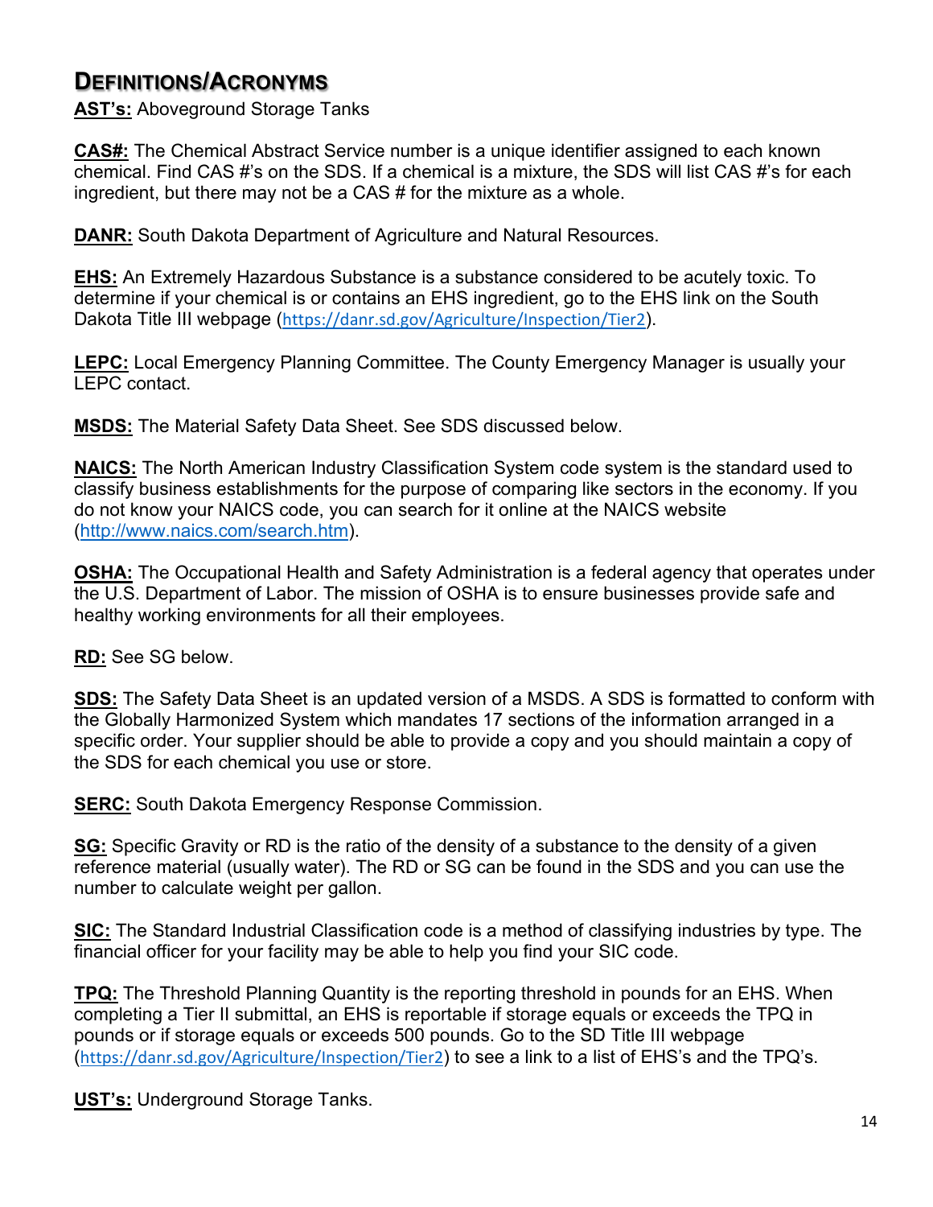## Definitions/Acronyms

**AST's:** Aboveground Storage Tanks

**CAS#:** The Chemical Abstract Service number is a unique identifier assigned to each known chemical. Find CAS #'s on the SDS. If a chemical is a mixture, the SDS will list CAS #'s for each ingredient, but there may not be a CAS # for the mixture as a whole.

**DANR:** South Dakota Department of Agriculture and Natural Resources.

**EHS:** An Extremely Hazardous Substance is a substance considered to be acutely toxic. To determine if your chemical is or contains an EHS ingredient, go to the EHS link on the South Dakota Title III webpage (https://danr.sd.gov/Agriculture/Inspection/Tier2).

**LEPC:** Local Emergency Planning Committee. The County Emergency Manager is usually your LEPC contact.

**MSDS:** The Material Safety Data Sheet. See SDS discussed below.

**NAICS:** The North American Industry Classification System code system is the standard used to classify business establishments for the purpose of comparing like sectors in the economy. If you do not know your NAICS code, you can search for it online at the NAICS website (http://www.naics.com/search.htm).

**OSHA:** The Occupational Health and Safety Administration is a federal agency that operates under the U.S. Department of Labor. The mission of OSHA is to ensure businesses provide safe and healthy working environments for all their employees.

**RD:** See SG below.

**SDS:** The Safety Data Sheet is an updated version of a MSDS. A SDS is formatted to conform with the Globally Harmonized System which mandates 17 sections of the information arranged in a specific order. Your supplier should be able to provide a copy and you should maintain a copy of the SDS for each chemical you use or store.

**SERC:** South Dakota Emergency Response Commission.

**SG:** Specific Gravity or RD is the ratio of the density of a substance to the density of a given reference material (usually water). The RD or SG can be found in the SDS and you can use the number to calculate weight per gallon.

**SIC:** The Standard Industrial Classification code is a method of classifying industries by type. The financial officer for your facility may be able to help you find your SIC code.

**TPQ:** The Threshold Planning Quantity is the reporting threshold in pounds for an EHS. When completing a Tier II submittal, an EHS is reportable if storage equals or exceeds the TPQ in pounds or if storage equals or exceeds 500 pounds. Go to the SD Title III webpage (https://danr.sd.gov/Agriculture/Inspection/Tier2) to see a link to a list of EHS's and the TPQ's.

**UST's:** Underground Storage Tanks.